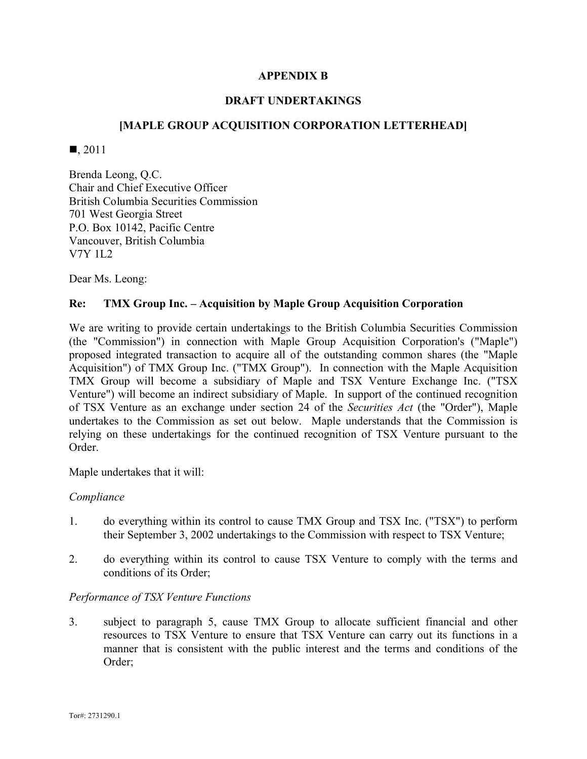**APPENDIX B**

**DRAFT UNDERTAKINGS**

**[MAPLE GROUP ACQUISITION CORPORATION LETTERHEAD]**

■, 2011

Brenda Leong, Q.C.
Chair and Chief Executive Officer
British Columbia Securities Commission
701 West Georgia Street
P.O. Box 10142, Pacific Centre
Vancouver, British Columbia
V7Y 1L2

Dear Ms. Leong:

**Re: TMX Group Inc. – Acquisition by Maple Group Acquisition Corporation**

We are writing to provide certain undertakings to the British Columbia Securities Commission (the "Commission") in connection with Maple Group Acquisition Corporation's ("Maple") proposed integrated transaction to acquire all of the outstanding common shares (the "Maple Acquisition") of TMX Group Inc. ("TMX Group"). In connection with the Maple Acquisition TMX Group will become a subsidiary of Maple and TSX Venture Exchange Inc. ("TSX Venture") will become an indirect subsidiary of Maple. In support of the continued recognition of TSX Venture as an exchange under section 24 of the *Securities Act* (the "Order"), Maple undertakes to the Commission as set out below. Maple understands that the Commission is relying on these undertakings for the continued recognition of TSX Venture pursuant to the Order.

Maple undertakes that it will:

*Compliance*

1. do everything within its control to cause TMX Group and TSX Inc. ("TSX") to perform their September 3, 2002 undertakings to the Commission with respect to TSX Venture;

2. do everything within its control to cause TSX Venture to comply with the terms and conditions of its Order;

*Performance of TSX Venture Functions*

3. subject to paragraph 5, cause TMX Group to allocate sufficient financial and other resources to TSX Venture to ensure that TSX Venture can carry out its functions in a manner that is consistent with the public interest and the terms and conditions of the Order;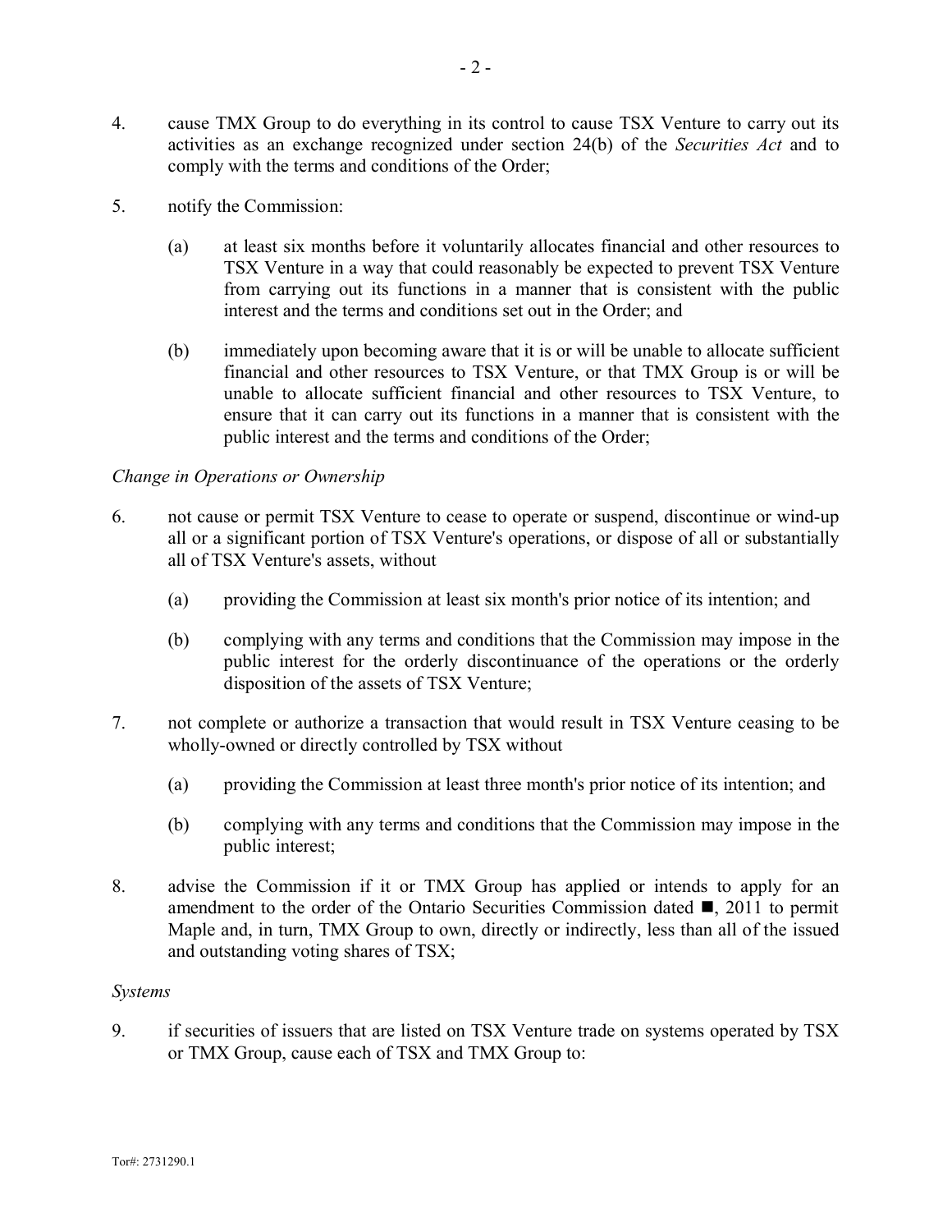4. cause TMX Group to do everything in its control to cause TSX Venture to carry out its activities as an exchange recognized under section 24(b) of the *Securities Act* and to comply with the terms and conditions of the Order;

5. notify the Commission:

   (a) at least six months before it voluntarily allocates financial and other resources to TSX Venture in a way that could reasonably be expected to prevent TSX Venture from carrying out its functions in a manner that is consistent with the public interest and the terms and conditions set out in the Order; and

   (b) immediately upon becoming aware that it is or will be unable to allocate sufficient financial and other resources to TSX Venture, or that TMX Group is or will be unable to allocate sufficient financial and other resources to TSX Venture, to ensure that it can carry out its functions in a manner that is consistent with the public interest and the terms and conditions of the Order;

*Change in Operations or Ownership*

6. not cause or permit TSX Venture to cease to operate or suspend, discontinue or wind-up all or a significant portion of TSX Venture's operations, or dispose of all or substantially all of TSX Venture's assets, without

   (a) providing the Commission at least six month's prior notice of its intention; and

   (b) complying with any terms and conditions that the Commission may impose in the public interest for the orderly discontinuance of the operations or the orderly disposition of the assets of TSX Venture;

7. not complete or authorize a transaction that would result in TSX Venture ceasing to be wholly-owned or directly controlled by TSX without

   (a) providing the Commission at least three month's prior notice of its intention; and

   (b) complying with any terms and conditions that the Commission may impose in the public interest;

8. advise the Commission if it or TMX Group has applied or intends to apply for an amendment to the order of the Ontario Securities Commission dated ■, 2011 to permit Maple and, in turn, TMX Group to own, directly or indirectly, less than all of the issued and outstanding voting shares of TSX;

*Systems*

9. if securities of issuers that are listed on TSX Venture trade on systems operated by TSX or TMX Group, cause each of TSX and TMX Group to: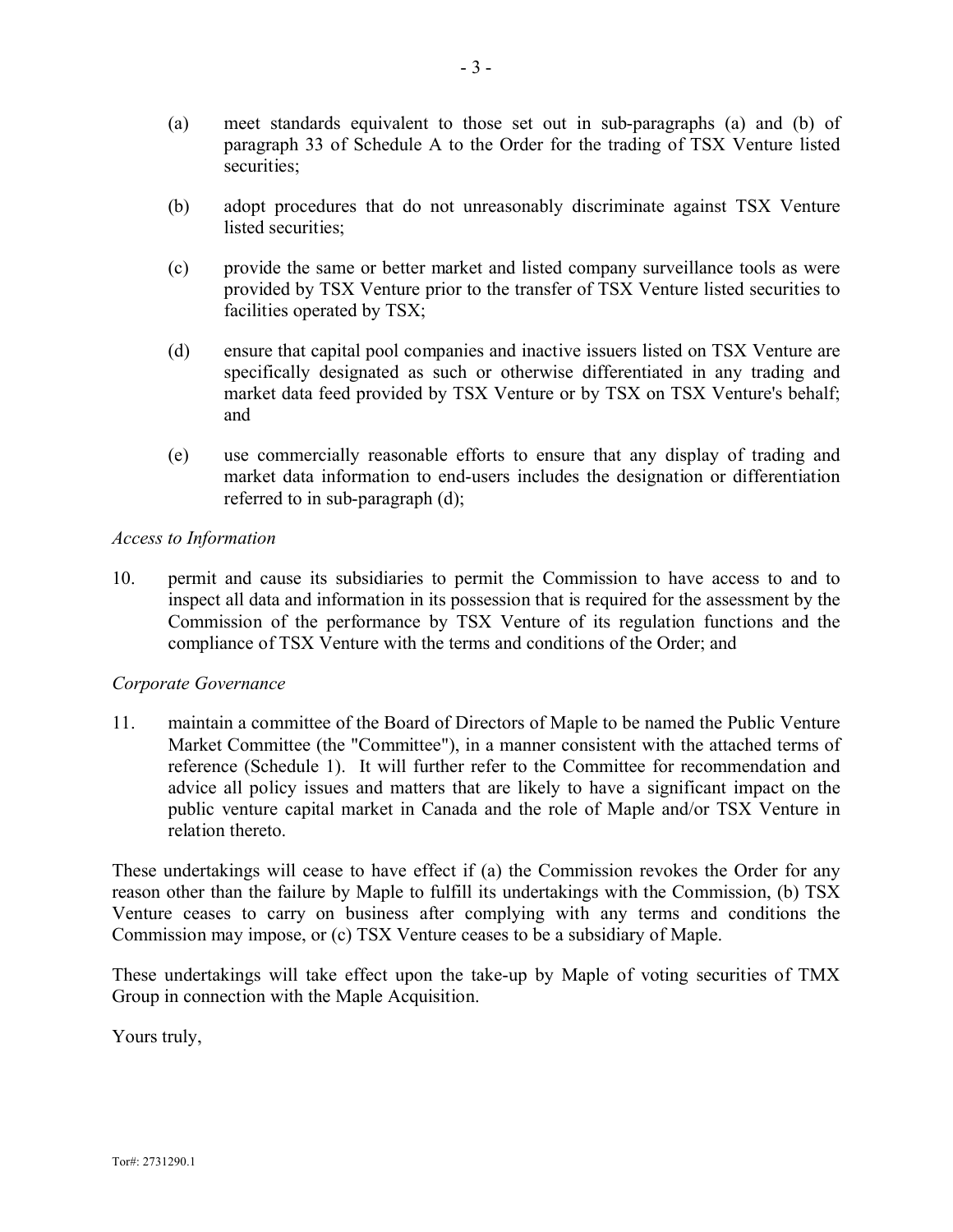(a) meet standards equivalent to those set out in sub-paragraphs (a) and (b) of paragraph 33 of Schedule A to the Order for the trading of TSX Venture listed securities;

(b) adopt procedures that do not unreasonably discriminate against TSX Venture listed securities;

(c) provide the same or better market and listed company surveillance tools as were provided by TSX Venture prior to the transfer of TSX Venture listed securities to facilities operated by TSX;

(d) ensure that capital pool companies and inactive issuers listed on TSX Venture are specifically designated as such or otherwise differentiated in any trading and market data feed provided by TSX Venture or by TSX on TSX Venture's behalf; and

(e) use commercially reasonable efforts to ensure that any display of trading and market data information to end-users includes the designation or differentiation referred to in sub-paragraph (d);

*Access to Information*

10. permit and cause its subsidiaries to permit the Commission to have access to and to inspect all data and information in its possession that is required for the assessment by the Commission of the performance by TSX Venture of its regulation functions and the compliance of TSX Venture with the terms and conditions of the Order; and

*Corporate Governance*

11. maintain a committee of the Board of Directors of Maple to be named the Public Venture Market Committee (the "Committee"), in a manner consistent with the attached terms of reference (Schedule 1). It will further refer to the Committee for recommendation and advice all policy issues and matters that are likely to have a significant impact on the public venture capital market in Canada and the role of Maple and/or TSX Venture in relation thereto.

These undertakings will cease to have effect if (a) the Commission revokes the Order for any reason other than the failure by Maple to fulfill its undertakings with the Commission, (b) TSX Venture ceases to carry on business after complying with any terms and conditions the Commission may impose, or (c) TSX Venture ceases to be a subsidiary of Maple.

These undertakings will take effect upon the take-up by Maple of voting securities of TMX Group in connection with the Maple Acquisition.

Yours truly,

Tor#: 2731290.1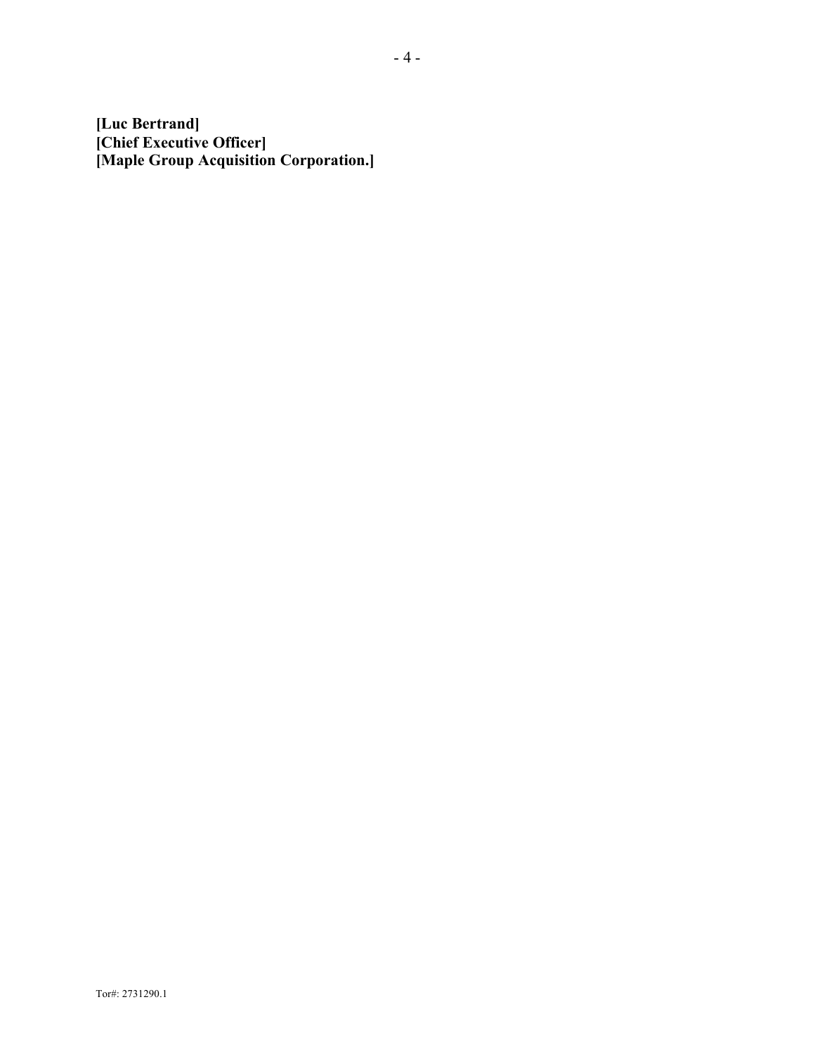**[Luc Bertrand]**
**[Chief Executive Officer]**
**[Maple Group Acquisition Corporation.]**

Tor#: 2731290.1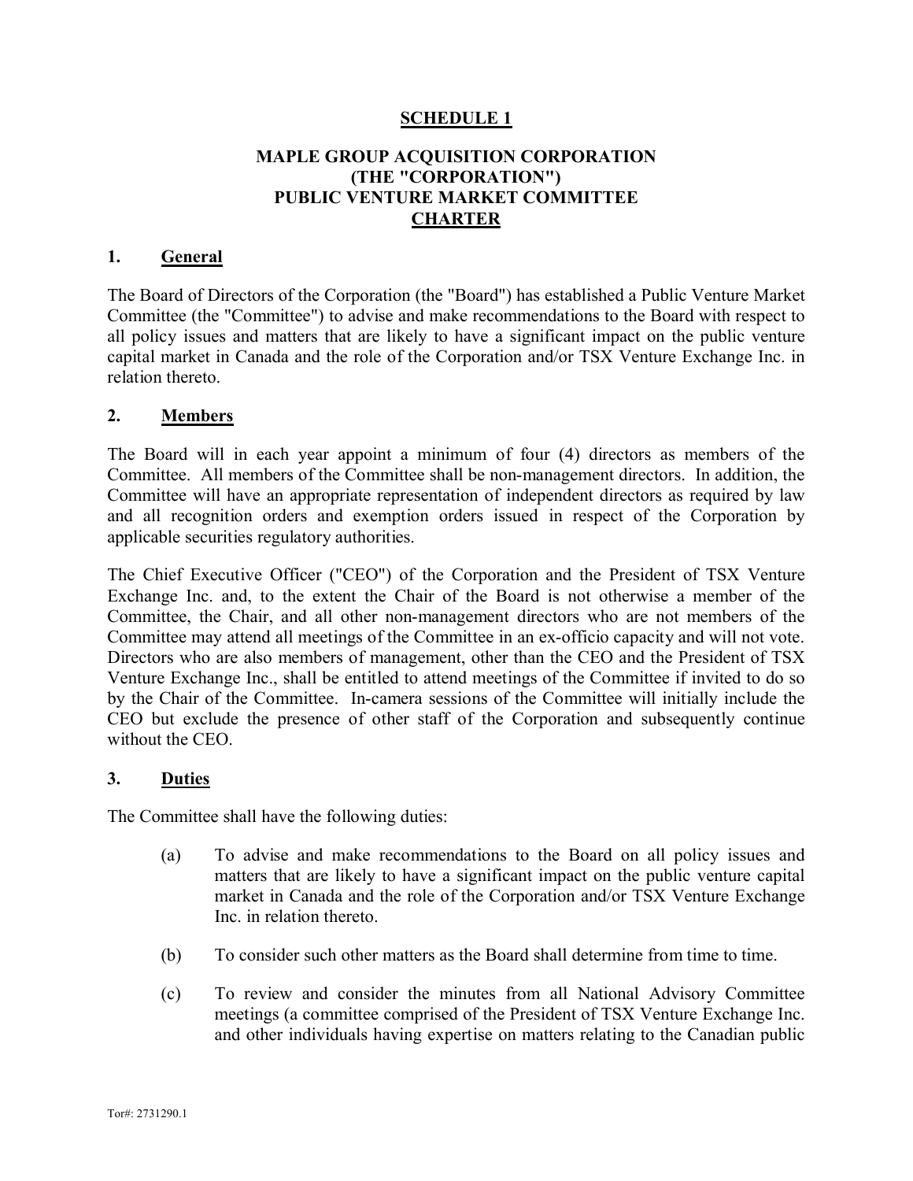## SCHEDULE 1

## MAPLE GROUP ACQUISITION CORPORATION
## (THE "CORPORATION")
## PUBLIC VENTURE MARKET COMMITTEE
## CHARTER

### 1. General

The Board of Directors of the Corporation (the "Board") has established a Public Venture Market Committee (the "Committee") to advise and make recommendations to the Board with respect to all policy issues and matters that are likely to have a significant impact on the public venture capital market in Canada and the role of the Corporation and/or TSX Venture Exchange Inc. in relation thereto.

### 2. Members

The Board will in each year appoint a minimum of four (4) directors as members of the Committee. All members of the Committee shall be non-management directors. In addition, the Committee will have an appropriate representation of independent directors as required by law and all recognition orders and exemption orders issued in respect of the Corporation by applicable securities regulatory authorities.

The Chief Executive Officer ("CEO") of the Corporation and the President of TSX Venture Exchange Inc. and, to the extent the Chair of the Board is not otherwise a member of the Committee, the Chair, and all other non-management directors who are not members of the Committee may attend all meetings of the Committee in an ex-officio capacity and will not vote. Directors who are also members of management, other than the CEO and the President of TSX Venture Exchange Inc., shall be entitled to attend meetings of the Committee if invited to do so by the Chair of the Committee. In-camera sessions of the Committee will initially include the CEO but exclude the presence of other staff of the Corporation and subsequently continue without the CEO.

### 3. Duties

The Committee shall have the following duties:

(a) To advise and make recommendations to the Board on all policy issues and matters that are likely to have a significant impact on the public venture capital market in Canada and the role of the Corporation and/or TSX Venture Exchange Inc. in relation thereto.

(b) To consider such other matters as the Board shall determine from time to time.

(c) To review and consider the minutes from all National Advisory Committee meetings (a committee comprised of the President of TSX Venture Exchange Inc. and other individuals having expertise on matters relating to the Canadian public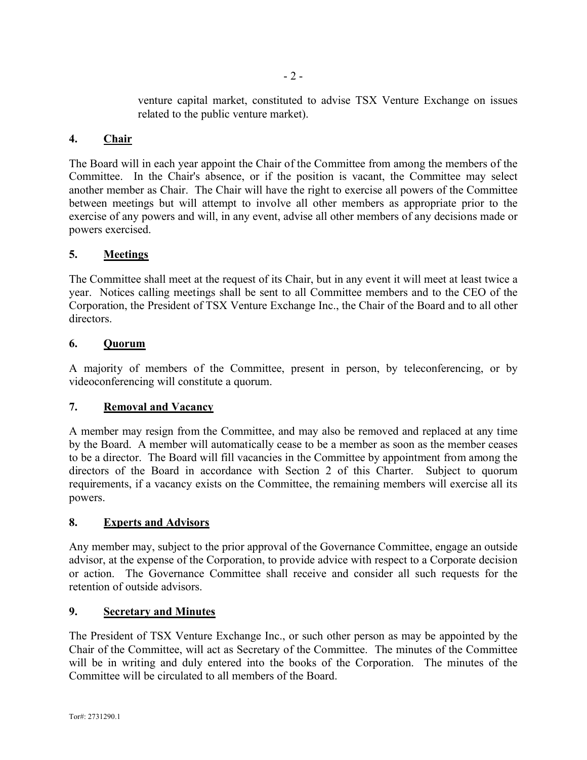venture capital market, constituted to advise TSX Venture Exchange on issues related to the public venture market).

## 4. Chair

The Board will in each year appoint the Chair of the Committee from among the members of the Committee. In the Chair's absence, or if the position is vacant, the Committee may select another member as Chair. The Chair will have the right to exercise all powers of the Committee between meetings but will attempt to involve all other members as appropriate prior to the exercise of any powers and will, in any event, advise all other members of any decisions made or powers exercised.

## 5. Meetings

The Committee shall meet at the request of its Chair, but in any event it will meet at least twice a year. Notices calling meetings shall be sent to all Committee members and to the CEO of the Corporation, the President of TSX Venture Exchange Inc., the Chair of the Board and to all other directors.

## 6. Quorum

A majority of members of the Committee, present in person, by teleconferencing, or by videoconferencing will constitute a quorum.

## 7. Removal and Vacancy

A member may resign from the Committee, and may also be removed and replaced at any time by the Board. A member will automatically cease to be a member as soon as the member ceases to be a director. The Board will fill vacancies in the Committee by appointment from among the directors of the Board in accordance with Section 2 of this Charter. Subject to quorum requirements, if a vacancy exists on the Committee, the remaining members will exercise all its powers.

## 8. Experts and Advisors

Any member may, subject to the prior approval of the Governance Committee, engage an outside advisor, at the expense of the Corporation, to provide advice with respect to a Corporate decision or action. The Governance Committee shall receive and consider all such requests for the retention of outside advisors.

## 9. Secretary and Minutes

The President of TSX Venture Exchange Inc., or such other person as may be appointed by the Chair of the Committee, will act as Secretary of the Committee. The minutes of the Committee will be in writing and duly entered into the books of the Corporation. The minutes of the Committee will be circulated to all members of the Board.

Tor#: 2731290.1